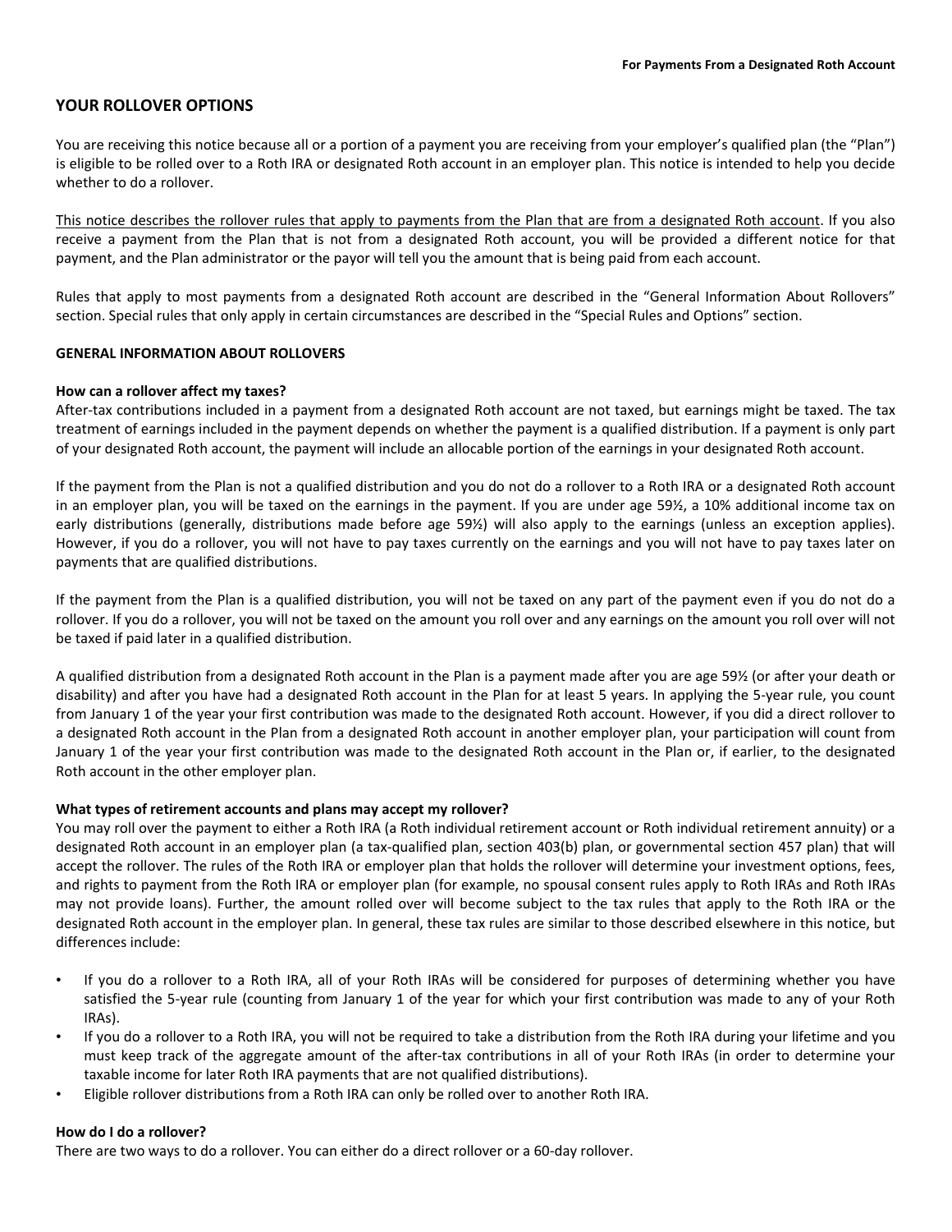## YOUR ROLLOVER OPTIONS

You are receiving this notice because all or a portion of a payment you are receiving from your employer's qualified plan (the "Plan") is eligible to be rolled over to a Roth IRA or designated Roth account in an employer plan. This notice is intended to help you decide whether to do a rollover.

This notice describes the rollover rules that apply to payments from the Plan that are from a designated Roth account. If you also receive a payment from the Plan that is not from a designated Roth account, you will be provided a different notice for that payment, and the Plan administrator or the payor will tell you the amount that is being paid from each account.

Rules that apply to most payments from a designated Roth account are described in the "General Information About Rollovers" section. Special rules that only apply in certain circumstances are described in the "Special Rules and Options" section.

### GENERAL INFORMATION ABOUT ROLLOVERS

**How can a rollover affect my taxes?**

After-tax contributions included in a payment from a designated Roth account are not taxed, but earnings might be taxed. The tax treatment of earnings included in the payment depends on whether the payment is a qualified distribution. If a payment is only part of your designated Roth account, the payment will include an allocable portion of the earnings in your designated Roth account.

If the payment from the Plan is not a qualified distribution and you do not do a rollover to a Roth IRA or a designated Roth account in an employer plan, you will be taxed on the earnings in the payment. If you are under age 59½, a 10% additional income tax on early distributions (generally, distributions made before age 59½) will also apply to the earnings (unless an exception applies). However, if you do a rollover, you will not have to pay taxes currently on the earnings and you will not have to pay taxes later on payments that are qualified distributions.

If the payment from the Plan is a qualified distribution, you will not be taxed on any part of the payment even if you do not do a rollover. If you do a rollover, you will not be taxed on the amount you roll over and any earnings on the amount you roll over will not be taxed if paid later in a qualified distribution.

A qualified distribution from a designated Roth account in the Plan is a payment made after you are age 59½ (or after your death or disability) and after you have had a designated Roth account in the Plan for at least 5 years. In applying the 5-year rule, you count from January 1 of the year your first contribution was made to the designated Roth account. However, if you did a direct rollover to a designated Roth account in the Plan from a designated Roth account in another employer plan, your participation will count from January 1 of the year your first contribution was made to the designated Roth account in the Plan or, if earlier, to the designated Roth account in the other employer plan.

**What types of retirement accounts and plans may accept my rollover?**

You may roll over the payment to either a Roth IRA (a Roth individual retirement account or Roth individual retirement annuity) or a designated Roth account in an employer plan (a tax-qualified plan, section 403(b) plan, or governmental section 457 plan) that will accept the rollover. The rules of the Roth IRA or employer plan that holds the rollover will determine your investment options, fees, and rights to payment from the Roth IRA or employer plan (for example, no spousal consent rules apply to Roth IRAs and Roth IRAs may not provide loans). Further, the amount rolled over will become subject to the tax rules that apply to the Roth IRA or the designated Roth account in the employer plan. In general, these tax rules are similar to those described elsewhere in this notice, but differences include:

- If you do a rollover to a Roth IRA, all of your Roth IRAs will be considered for purposes of determining whether you have satisfied the 5-year rule (counting from January 1 of the year for which your first contribution was made to any of your Roth IRAs).
- If you do a rollover to a Roth IRA, you will not be required to take a distribution from the Roth IRA during your lifetime and you must keep track of the aggregate amount of the after-tax contributions in all of your Roth IRAs (in order to determine your taxable income for later Roth IRA payments that are not qualified distributions).
- Eligible rollover distributions from a Roth IRA can only be rolled over to another Roth IRA.

**How do I do a rollover?**

There are two ways to do a rollover. You can either do a direct rollover or a 60-day rollover.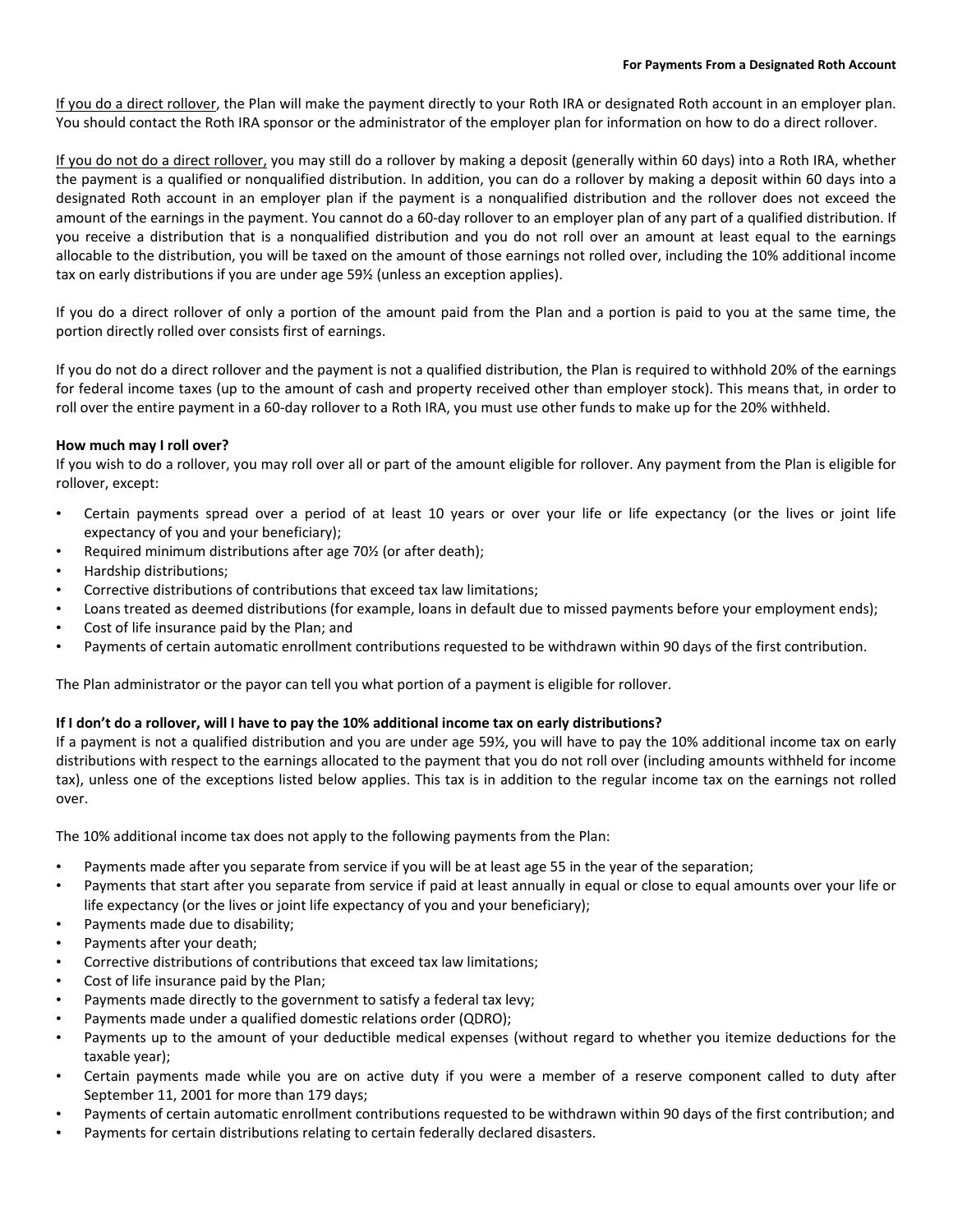<u>If you do a direct rollover</u>, the Plan will make the payment directly to your Roth IRA or designated Roth account in an employer plan. You should contact the Roth IRA sponsor or the administrator of the employer plan for information on how to do a direct rollover.

<u>If you do not do a direct rollover,</u> you may still do a rollover by making a deposit (generally within 60 days) into a Roth IRA, whether the payment is a qualified or nonqualified distribution. In addition, you can do a rollover by making a deposit within 60 days into a designated Roth account in an employer plan if the payment is a nonqualified distribution and the rollover does not exceed the amount of the earnings in the payment. You cannot do a 60-day rollover to an employer plan of any part of a qualified distribution. If you receive a distribution that is a nonqualified distribution and you do not roll over an amount at least equal to the earnings allocable to the distribution, you will be taxed on the amount of those earnings not rolled over, including the 10% additional income tax on early distributions if you are under age 59½ (unless an exception applies).

If you do a direct rollover of only a portion of the amount paid from the Plan and a portion is paid to you at the same time, the portion directly rolled over consists first of earnings.

If you do not do a direct rollover and the payment is not a qualified distribution, the Plan is required to withhold 20% of the earnings for federal income taxes (up to the amount of cash and property received other than employer stock). This means that, in order to roll over the entire payment in a 60-day rollover to a Roth IRA, you must use other funds to make up for the 20% withheld.

**How much may I roll over?**

If you wish to do a rollover, you may roll over all or part of the amount eligible for rollover. Any payment from the Plan is eligible for rollover, except:

- Certain payments spread over a period of at least 10 years or over your life or life expectancy (or the lives or joint life expectancy of you and your beneficiary);
- Required minimum distributions after age 70½ (or after death);
- Hardship distributions;
- Corrective distributions of contributions that exceed tax law limitations;
- Loans treated as deemed distributions (for example, loans in default due to missed payments before your employment ends);
- Cost of life insurance paid by the Plan; and
- Payments of certain automatic enrollment contributions requested to be withdrawn within 90 days of the first contribution.

The Plan administrator or the payor can tell you what portion of a payment is eligible for rollover.

**If I don't do a rollover, will I have to pay the 10% additional income tax on early distributions?**

If a payment is not a qualified distribution and you are under age 59½, you will have to pay the 10% additional income tax on early distributions with respect to the earnings allocated to the payment that you do not roll over (including amounts withheld for income tax), unless one of the exceptions listed below applies. This tax is in addition to the regular income tax on the earnings not rolled over.

The 10% additional income tax does not apply to the following payments from the Plan:

- Payments made after you separate from service if you will be at least age 55 in the year of the separation;
- Payments that start after you separate from service if paid at least annually in equal or close to equal amounts over your life or life expectancy (or the lives or joint life expectancy of you and your beneficiary);
- Payments made due to disability;
- Payments after your death;
- Corrective distributions of contributions that exceed tax law limitations;
- Cost of life insurance paid by the Plan;
- Payments made directly to the government to satisfy a federal tax levy;
- Payments made under a qualified domestic relations order (QDRO);
- Payments up to the amount of your deductible medical expenses (without regard to whether you itemize deductions for the taxable year);
- Certain payments made while you are on active duty if you were a member of a reserve component called to duty after September 11, 2001 for more than 179 days;
- Payments of certain automatic enrollment contributions requested to be withdrawn within 90 days of the first contribution; and
- Payments for certain distributions relating to certain federally declared disasters.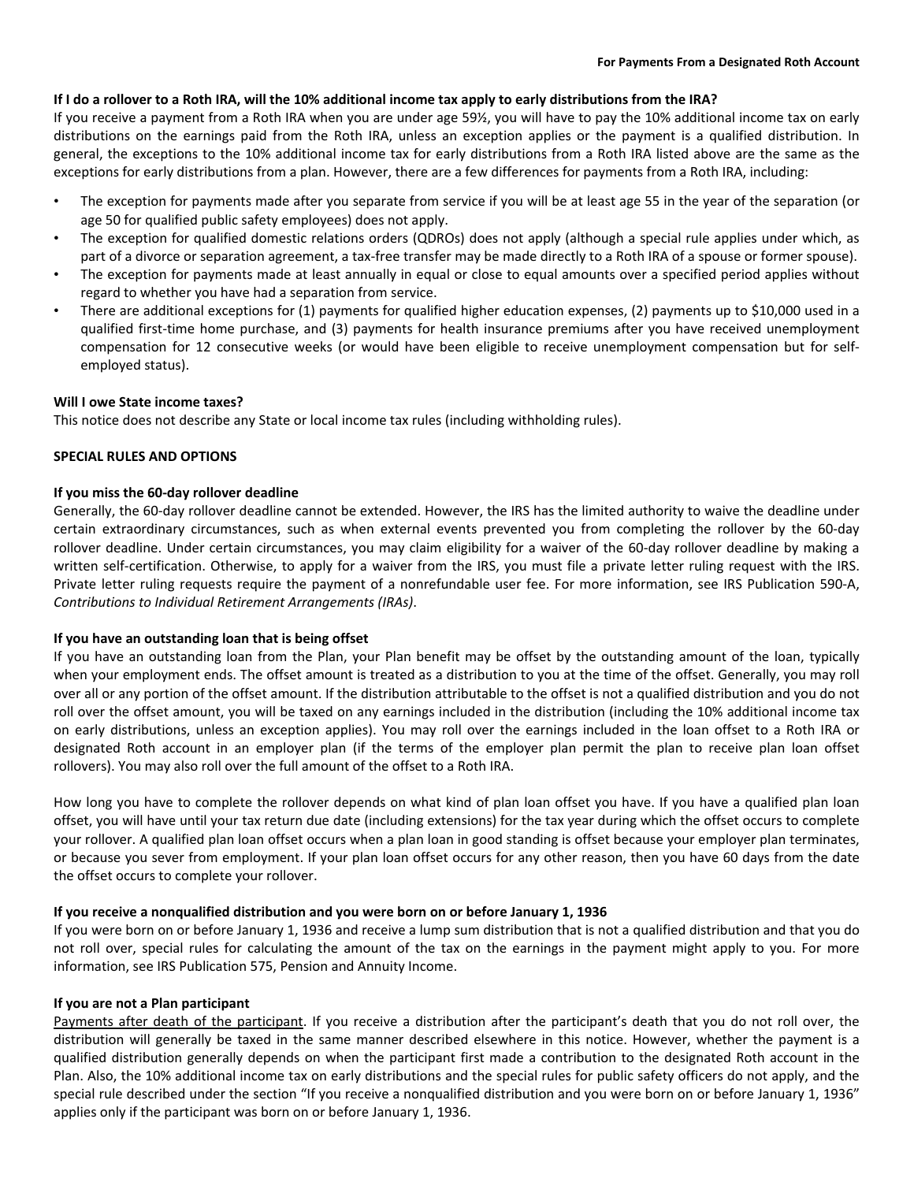**If I do a rollover to a Roth IRA, will the 10% additional income tax apply to early distributions from the IRA?**

If you receive a payment from a Roth IRA when you are under age 59½, you will have to pay the 10% additional income tax on early distributions on the earnings paid from the Roth IRA, unless an exception applies or the payment is a qualified distribution. In general, the exceptions to the 10% additional income tax for early distributions from a Roth IRA listed above are the same as the exceptions for early distributions from a plan. However, there are a few differences for payments from a Roth IRA, including:

- The exception for payments made after you separate from service if you will be at least age 55 in the year of the separation (or age 50 for qualified public safety employees) does not apply.
- The exception for qualified domestic relations orders (QDROs) does not apply (although a special rule applies under which, as part of a divorce or separation agreement, a tax-free transfer may be made directly to a Roth IRA of a spouse or former spouse).
- The exception for payments made at least annually in equal or close to equal amounts over a specified period applies without regard to whether you have had a separation from service.
- There are additional exceptions for (1) payments for qualified higher education expenses, (2) payments up to $10,000 used in a qualified first-time home purchase, and (3) payments for health insurance premiums after you have received unemployment compensation for 12 consecutive weeks (or would have been eligible to receive unemployment compensation but for self-employed status).

**Will I owe State income taxes?**

This notice does not describe any State or local income tax rules (including withholding rules).

## SPECIAL RULES AND OPTIONS

**If you miss the 60-day rollover deadline**

Generally, the 60-day rollover deadline cannot be extended. However, the IRS has the limited authority to waive the deadline under certain extraordinary circumstances, such as when external events prevented you from completing the rollover by the 60-day rollover deadline. Under certain circumstances, you may claim eligibility for a waiver of the 60-day rollover deadline by making a written self-certification. Otherwise, to apply for a waiver from the IRS, you must file a private letter ruling request with the IRS. Private letter ruling requests require the payment of a nonrefundable user fee. For more information, see IRS Publication 590-A, *Contributions to Individual Retirement Arrangements (IRAs)*.

**If you have an outstanding loan that is being offset**

If you have an outstanding loan from the Plan, your Plan benefit may be offset by the outstanding amount of the loan, typically when your employment ends. The offset amount is treated as a distribution to you at the time of the offset. Generally, you may roll over all or any portion of the offset amount. If the distribution attributable to the offset is not a qualified distribution and you do not roll over the offset amount, you will be taxed on any earnings included in the distribution (including the 10% additional income tax on early distributions, unless an exception applies). You may roll over the earnings included in the loan offset to a Roth IRA or designated Roth account in an employer plan (if the terms of the employer plan permit the plan to receive plan loan offset rollovers). You may also roll over the full amount of the offset to a Roth IRA.

How long you have to complete the rollover depends on what kind of plan loan offset you have. If you have a qualified plan loan offset, you will have until your tax return due date (including extensions) for the tax year during which the offset occurs to complete your rollover. A qualified plan loan offset occurs when a plan loan in good standing is offset because your employer plan terminates, or because you sever from employment. If your plan loan offset occurs for any other reason, then you have 60 days from the date the offset occurs to complete your rollover.

**If you receive a nonqualified distribution and you were born on or before January 1, 1936**

If you were born on or before January 1, 1936 and receive a lump sum distribution that is not a qualified distribution and that you do not roll over, special rules for calculating the amount of the tax on the earnings in the payment might apply to you. For more information, see IRS Publication 575, Pension and Annuity Income.

**If you are not a Plan participant**

<u>Payments after death of the participant</u>. If you receive a distribution after the participant's death that you do not roll over, the distribution will generally be taxed in the same manner described elsewhere in this notice. However, whether the payment is a qualified distribution generally depends on when the participant first made a contribution to the designated Roth account in the Plan. Also, the 10% additional income tax on early distributions and the special rules for public safety officers do not apply, and the special rule described under the section "If you receive a nonqualified distribution and you were born on or before January 1, 1936" applies only if the participant was born on or before January 1, 1936.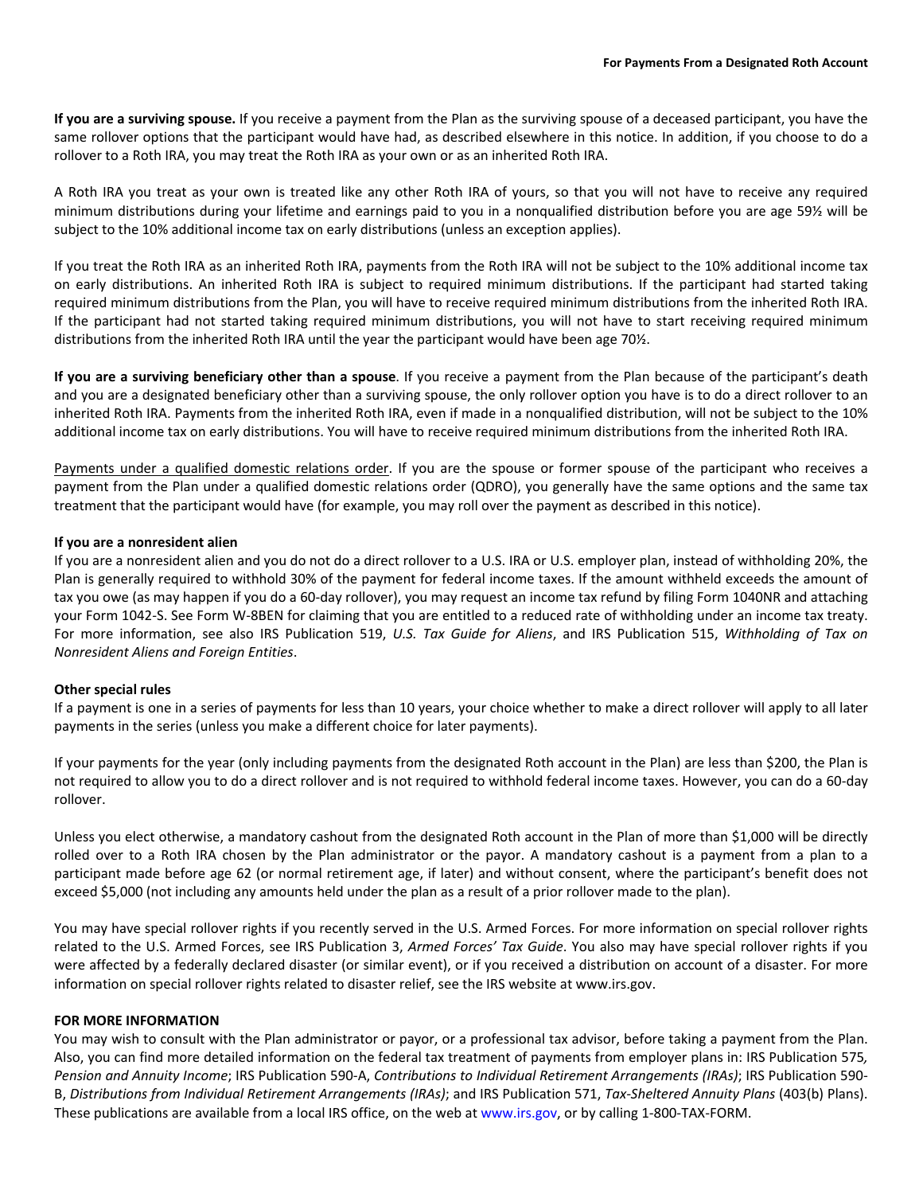**If you are a surviving spouse.** If you receive a payment from the Plan as the surviving spouse of a deceased participant, you have the same rollover options that the participant would have had, as described elsewhere in this notice. In addition, if you choose to do a rollover to a Roth IRA, you may treat the Roth IRA as your own or as an inherited Roth IRA.

A Roth IRA you treat as your own is treated like any other Roth IRA of yours, so that you will not have to receive any required minimum distributions during your lifetime and earnings paid to you in a nonqualified distribution before you are age 59½ will be subject to the 10% additional income tax on early distributions (unless an exception applies).

If you treat the Roth IRA as an inherited Roth IRA, payments from the Roth IRA will not be subject to the 10% additional income tax on early distributions. An inherited Roth IRA is subject to required minimum distributions. If the participant had started taking required minimum distributions from the Plan, you will have to receive required minimum distributions from the inherited Roth IRA. If the participant had not started taking required minimum distributions, you will not have to start receiving required minimum distributions from the inherited Roth IRA until the year the participant would have been age 70½.

**If you are a surviving beneficiary other than a spouse**. If you receive a payment from the Plan because of the participant's death and you are a designated beneficiary other than a surviving spouse, the only rollover option you have is to do a direct rollover to an inherited Roth IRA. Payments from the inherited Roth IRA, even if made in a nonqualified distribution, will not be subject to the 10% additional income tax on early distributions. You will have to receive required minimum distributions from the inherited Roth IRA.

Payments under a qualified domestic relations order. If you are the spouse or former spouse of the participant who receives a payment from the Plan under a qualified domestic relations order (QDRO), you generally have the same options and the same tax treatment that the participant would have (for example, you may roll over the payment as described in this notice).

**If you are a nonresident alien**

If you are a nonresident alien and you do not do a direct rollover to a U.S. IRA or U.S. employer plan, instead of withholding 20%, the Plan is generally required to withhold 30% of the payment for federal income taxes. If the amount withheld exceeds the amount of tax you owe (as may happen if you do a 60-day rollover), you may request an income tax refund by filing Form 1040NR and attaching your Form 1042-S. See Form W-8BEN for claiming that you are entitled to a reduced rate of withholding under an income tax treaty. For more information, see also IRS Publication 519, *U.S. Tax Guide for Aliens*, and IRS Publication 515, *Withholding of Tax on Nonresident Aliens and Foreign Entities*.

**Other special rules**

If a payment is one in a series of payments for less than 10 years, your choice whether to make a direct rollover will apply to all later payments in the series (unless you make a different choice for later payments).

If your payments for the year (only including payments from the designated Roth account in the Plan) are less than $200, the Plan is not required to allow you to do a direct rollover and is not required to withhold federal income taxes. However, you can do a 60-day rollover.

Unless you elect otherwise, a mandatory cashout from the designated Roth account in the Plan of more than $1,000 will be directly rolled over to a Roth IRA chosen by the Plan administrator or the payor. A mandatory cashout is a payment from a plan to a participant made before age 62 (or normal retirement age, if later) and without consent, where the participant's benefit does not exceed $5,000 (not including any amounts held under the plan as a result of a prior rollover made to the plan).

You may have special rollover rights if you recently served in the U.S. Armed Forces. For more information on special rollover rights related to the U.S. Armed Forces, see IRS Publication 3, *Armed Forces' Tax Guide*. You also may have special rollover rights if you were affected by a federally declared disaster (or similar event), or if you received a distribution on account of a disaster. For more information on special rollover rights related to disaster relief, see the IRS website at www.irs.gov.

**FOR MORE INFORMATION**

You may wish to consult with the Plan administrator or payor, or a professional tax advisor, before taking a payment from the Plan. Also, you can find more detailed information on the federal tax treatment of payments from employer plans in: IRS Publication 575*, Pension and Annuity Income*; IRS Publication 590-A, *Contributions to Individual Retirement Arrangements (IRAs)*; IRS Publication 590-B, *Distributions from Individual Retirement Arrangements (IRAs)*; and IRS Publication 571, *Tax-Sheltered Annuity Plans* (403(b) Plans). These publications are available from a local IRS office, on the web at www.irs.gov, or by calling 1-800-TAX-FORM.